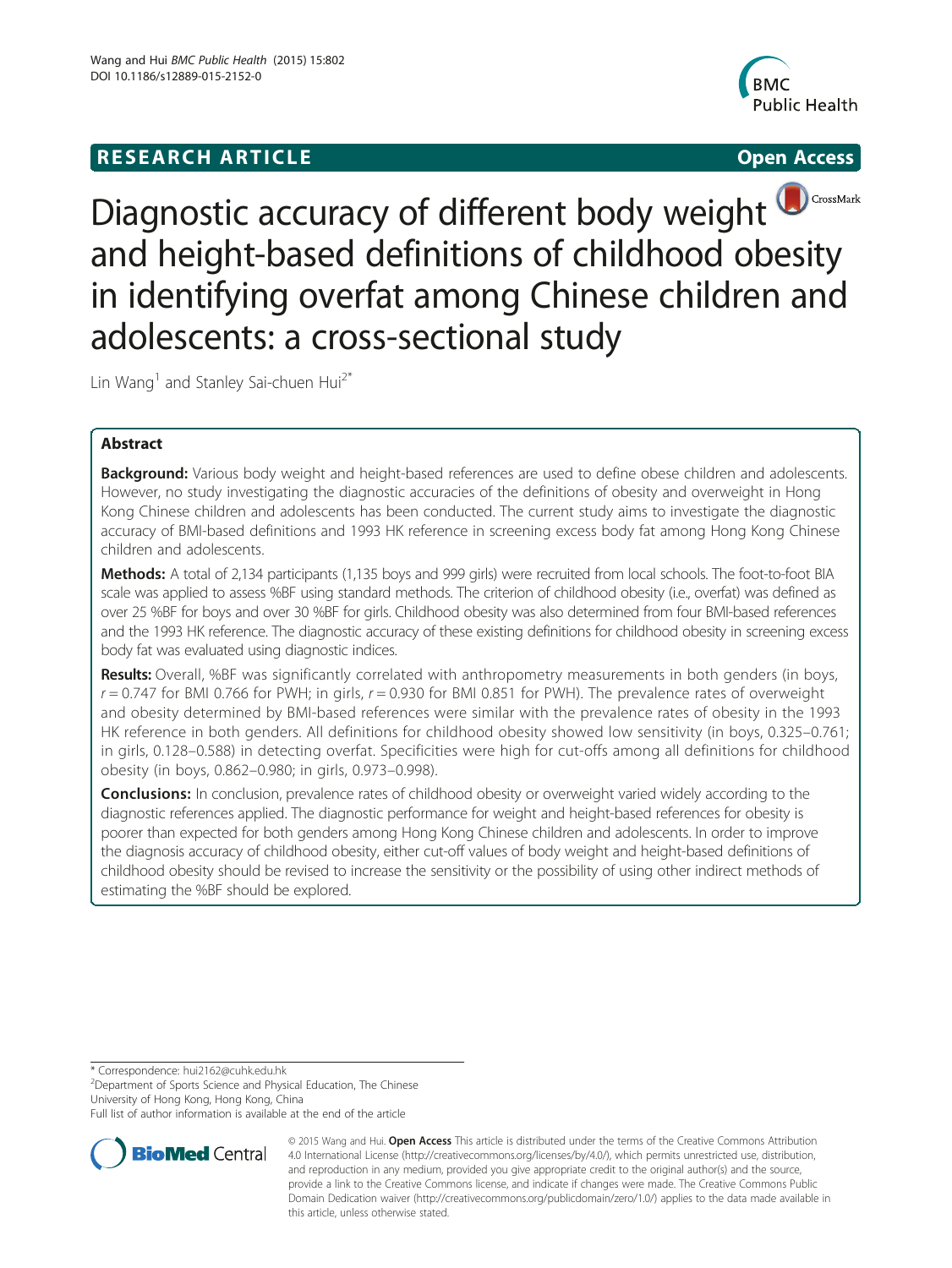RESEARCH ARTICLE

Open Access

# Diagnostic accuracy of different body weight and height-based definitions of childhood obesity in identifying overfat among Chinese children and adolescents: a cross-sectional study

Lin Wang[1] and Stanley Sai-chuen Hui[2*]

## Abstract

**Background:** Various body weight and height-based references are used to define obese children and adolescents. However, no study investigating the diagnostic accuracies of the definitions of obesity and overweight in Hong Kong Chinese children and adolescents has been conducted. The current study aims to investigate the diagnostic accuracy of BMI-based definitions and 1993 HK reference in screening excess body fat among Hong Kong Chinese children and adolescents.

**Methods:** A total of 2,134 participants (1,135 boys and 999 girls) were recruited from local schools. The foot-to-foot BIA scale was applied to assess %BF using standard methods. The criterion of childhood obesity (i.e., overfat) was defined as over 25 %BF for boys and over 30 %BF for girls. Childhood obesity was also determined from four BMI-based references and the 1993 HK reference. The diagnostic accuracy of these existing definitions for childhood obesity in screening excess body fat was evaluated using diagnostic indices.

**Results:** Overall, %BF was significantly correlated with anthropometry measurements in both genders (in boys, $r = 0.747$ for BMI 0.766 for PWH; in girls, $r = 0.930$ for BMI 0.851 for PWH). The prevalence rates of overweight and obesity determined by BMI-based references were similar with the prevalence rates of obesity in the 1993 HK reference in both genders. All definitions for childhood obesity showed low sensitivity (in boys, 0.325–0.761; in girls, 0.128–0.588) in detecting overfat. Specificities were high for cut-offs among all definitions for childhood obesity (in boys, 0.862–0.980; in girls, 0.973–0.998).

**Conclusions:** In conclusion, prevalence rates of childhood obesity or overweight varied widely according to the diagnostic references applied. The diagnostic performance for weight and height-based references for obesity is poorer than expected for both genders among Hong Kong Chinese children and adolescents. In order to improve the diagnosis accuracy of childhood obesity, either cut-off values of body weight and height-based definitions of childhood obesity should be revised to increase the sensitivity or the possibility of using other indirect methods of estimating the %BF should be explored.

\* Correspondence: hui2162@cuhk.edu.hk
[2]Department of Sports Science and Physical Education, The Chinese University of Hong Kong, Hong Kong, China
Full list of author information is available at the end of the article

© 2015 Wang and Hui. **Open Access** This article is distributed under the terms of the Creative Commons Attribution 4.0 International License (http://creativecommons.org/licenses/by/4.0/), which permits unrestricted use, distribution, and reproduction in any medium, provided you give appropriate credit to the original author(s) and the source, provide a link to the Creative Commons license, and indicate if changes were made. The Creative Commons Public Domain Dedication waiver (http://creativecommons.org/publicdomain/zero/1.0/) applies to the data made available in this article, unless otherwise stated.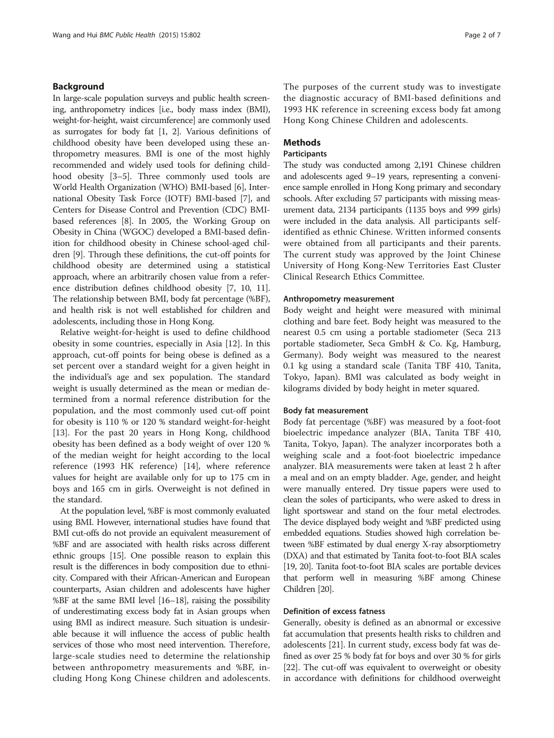## Background

In large-scale population surveys and public health screening, anthropometry indices [i.e., body mass index (BMI), weight-for-height, waist circumference] are commonly used as surrogates for body fat [1, 2]. Various definitions of childhood obesity have been developed using these anthropometry measures. BMI is one of the most highly recommended and widely used tools for defining childhood obesity [3–5]. Three commonly used tools are World Health Organization (WHO) BMI-based [6], International Obesity Task Force (IOTF) BMI-based [7], and Centers for Disease Control and Prevention (CDC) BMI-based references [8]. In 2005, the Working Group on Obesity in China (WGOC) developed a BMI-based definition for childhood obesity in Chinese school-aged children [9]. Through these definitions, the cut-off points for childhood obesity are determined using a statistical approach, where an arbitrarily chosen value from a reference distribution defines childhood obesity [7, 10, 11]. The relationship between BMI, body fat percentage (%BF), and health risk is not well established for children and adolescents, including those in Hong Kong.

Relative weight-for-height is used to define childhood obesity in some countries, especially in Asia [12]. In this approach, cut-off points for being obese is defined as a set percent over a standard weight for a given height in the individual's age and sex population. The standard weight is usually determined as the mean or median determined from a normal reference distribution for the population, and the most commonly used cut-off point for obesity is 110 % or 120 % standard weight-for-height [13]. For the past 20 years in Hong Kong, childhood obesity has been defined as a body weight of over 120 % of the median weight for height according to the local reference (1993 HK reference) [14], where reference values for height are available only for up to 175 cm in boys and 165 cm in girls. Overweight is not defined in the standard.

At the population level, %BF is most commonly evaluated using BMI. However, international studies have found that BMI cut-offs do not provide an equivalent measurement of %BF and are associated with health risks across different ethnic groups [15]. One possible reason to explain this result is the differences in body composition due to ethnicity. Compared with their African-American and European counterparts, Asian children and adolescents have higher %BF at the same BMI level [16–18], raising the possibility of underestimating excess body fat in Asian groups when using BMI as indirect measure. Such situation is undesirable because it will influence the access of public health services of those who most need intervention. Therefore, large-scale studies need to determine the relationship between anthropometry measurements and %BF, including Hong Kong Chinese children and adolescents.

The purposes of the current study was to investigate the diagnostic accuracy of BMI-based definitions and 1993 HK reference in screening excess body fat among Hong Kong Chinese Children and adolescents.

## Methods

### Participants

The study was conducted among 2,191 Chinese children and adolescents aged 9–19 years, representing a convenience sample enrolled in Hong Kong primary and secondary schools. After excluding 57 participants with missing measurement data, 2134 participants (1135 boys and 999 girls) were included in the data analysis. All participants self-identified as ethnic Chinese. Written informed consents were obtained from all participants and their parents. The current study was approved by the Joint Chinese University of Hong Kong-New Territories East Cluster Clinical Research Ethics Committee.

### Anthropometry measurement

Body weight and height were measured with minimal clothing and bare feet. Body height was measured to the nearest 0.5 cm using a portable stadiometer (Seca 213 portable stadiometer, Seca GmbH & Co. Kg, Hamburg, Germany). Body weight was measured to the nearest 0.1 kg using a standard scale (Tanita TBF 410, Tanita, Tokyo, Japan). BMI was calculated as body weight in kilograms divided by body height in meter squared.

### Body fat measurement

Body fat percentage (%BF) was measured by a foot-foot bioelectric impedance analyzer (BIA, Tanita TBF 410, Tanita, Tokyo, Japan). The analyzer incorporates both a weighing scale and a foot-foot bioelectric impedance analyzer. BIA measurements were taken at least 2 h after a meal and on an empty bladder. Age, gender, and height were manually entered. Dry tissue papers were used to clean the soles of participants, who were asked to dress in light sportswear and stand on the four metal electrodes. The device displayed body weight and %BF predicted using embedded equations. Studies showed high correlation between %BF estimated by dual energy X-ray absorptiometry (DXA) and that estimated by Tanita foot-to-foot BIA scales [19, 20]. Tanita foot-to-foot BIA scales are portable devices that perform well in measuring %BF among Chinese Children [20].

### Definition of excess fatness

Generally, obesity is defined as an abnormal or excessive fat accumulation that presents health risks to children and adolescents [21]. In current study, excess body fat was defined as over 25 % body fat for boys and over 30 % for girls [22]. The cut-off was equivalent to overweight or obesity in accordance with definitions for childhood overweight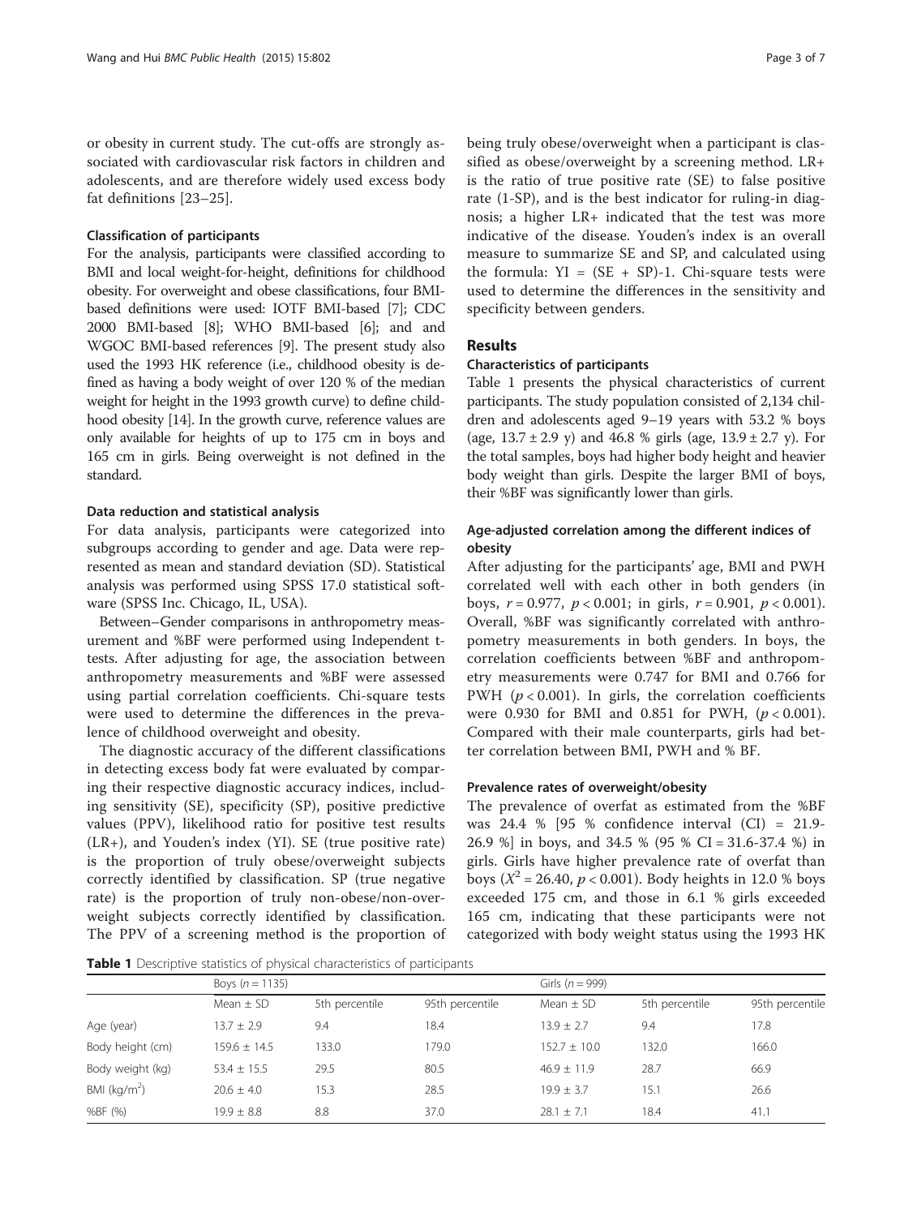or obesity in current study. The cut-offs are strongly associated with cardiovascular risk factors in children and adolescents, and are therefore widely used excess body fat definitions [23–25].

### Classification of participants

For the analysis, participants were classified according to BMI and local weight-for-height, definitions for childhood obesity. For overweight and obese classifications, four BMI-based definitions were used: IOTF BMI-based [7]; CDC 2000 BMI-based [8]; WHO BMI-based [6]; and and WGOC BMI-based references [9]. The present study also used the 1993 HK reference (i.e., childhood obesity is defined as having a body weight of over 120 % of the median weight for height in the 1993 growth curve) to define childhood obesity [14]. In the growth curve, reference values are only available for heights of up to 175 cm in boys and 165 cm in girls. Being overweight is not defined in the standard.

### Data reduction and statistical analysis

For data analysis, participants were categorized into subgroups according to gender and age. Data were represented as mean and standard deviation (SD). Statistical analysis was performed using SPSS 17.0 statistical software (SPSS Inc. Chicago, IL, USA).

Between–Gender comparisons in anthropometry measurement and %BF were performed using Independent t-tests. After adjusting for age, the association between anthropometry measurements and %BF were assessed using partial correlation coefficients. Chi-square tests were used to determine the differences in the prevalence of childhood overweight and obesity.

The diagnostic accuracy of the different classifications in detecting excess body fat were evaluated by comparing their respective diagnostic accuracy indices, including sensitivity (SE), specificity (SP), positive predictive values (PPV), likelihood ratio for positive test results (LR+), and Youden's index (YI). SE (true positive rate) is the proportion of truly obese/overweight subjects correctly identified by classification. SP (true negative rate) is the proportion of truly non-obese/non-overweight subjects correctly identified by classification. The PPV of a screening method is the proportion of being truly obese/overweight when a participant is classified as obese/overweight by a screening method. LR+ is the ratio of true positive rate (SE) to false positive rate (1-SP), and is the best indicator for ruling-in diagnosis; a higher LR+ indicated that the test was more indicative of the disease. Youden's index is an overall measure to summarize SE and SP, and calculated using the formula: $YI = (SE + SP)-1$. Chi-square tests were used to determine the differences in the sensitivity and specificity between genders.

## Results

### Characteristics of participants

Table 1 presents the physical characteristics of current participants. The study population consisted of 2,134 children and adolescents aged 9–19 years with 53.2 % boys (age, 13.7 ± 2.9 y) and 46.8 % girls (age, 13.9 ± 2.7 y). For the total samples, boys had higher body height and heavier body weight than girls. Despite the larger BMI of boys, their %BF was significantly lower than girls.

### Age-adjusted correlation among the different indices of obesity

After adjusting for the participants' age, BMI and PWH correlated well with each other in both genders (in boys, $r = 0.977$, $p < 0.001$; in girls, $r = 0.901$, $p < 0.001$). Overall, %BF was significantly correlated with anthropometry measurements in both genders. In boys, the correlation coefficients between %BF and anthropometry measurements were 0.747 for BMI and 0.766 for PWH ($p < 0.001$). In girls, the correlation coefficients were 0.930 for BMI and 0.851 for PWH, ($p < 0.001$). Compared with their male counterparts, girls had better correlation between BMI, PWH and % BF.

### Prevalence rates of overweight/obesity

The prevalence of overfat as estimated from the %BF was 24.4 % [95 % confidence interval (CI) = 21.9-26.9 %] in boys, and 34.5 % (95 % CI = 31.6-37.4 %) in girls. Girls have higher prevalence rate of overfat than boys ($X^2 = 26.40$, $p < 0.001$). Body heights in 12.0 % boys exceeded 175 cm, and those in 6.1 % girls exceeded 165 cm, indicating that these participants were not categorized with body weight status using the 1993 HK

**Table 1** Descriptive statistics of physical characteristics of participants

| | Boys ($n = 1135$) | | | Girls ($n = 999$) | | |
|---|---|---|---|---|---|---|
| | Mean ± SD | 5th percentile | 95th percentile | Mean ± SD | 5th percentile | 95th percentile |
| Age (year) | 13.7 ± 2.9 | 9.4 | 18.4 | 13.9 ± 2.7 | 9.4 | 17.8 |
| Body height (cm) | 159.6 ± 14.5 | 133.0 | 179.0 | 152.7 ± 10.0 | 132.0 | 166.0 |
| Body weight (kg) | 53.4 ± 15.5 | 29.5 | 80.5 | 46.9 ± 11.9 | 28.7 | 66.9 |
| BMI ($kg/m^2$) | 20.6 ± 4.0 | 15.3 | 28.5 | 19.9 ± 3.7 | 15.1 | 26.6 |
| %BF (%) | 19.9 ± 8.8 | 8.8 | 37.0 | 28.1 ± 7.1 | 18.4 | 41.1 |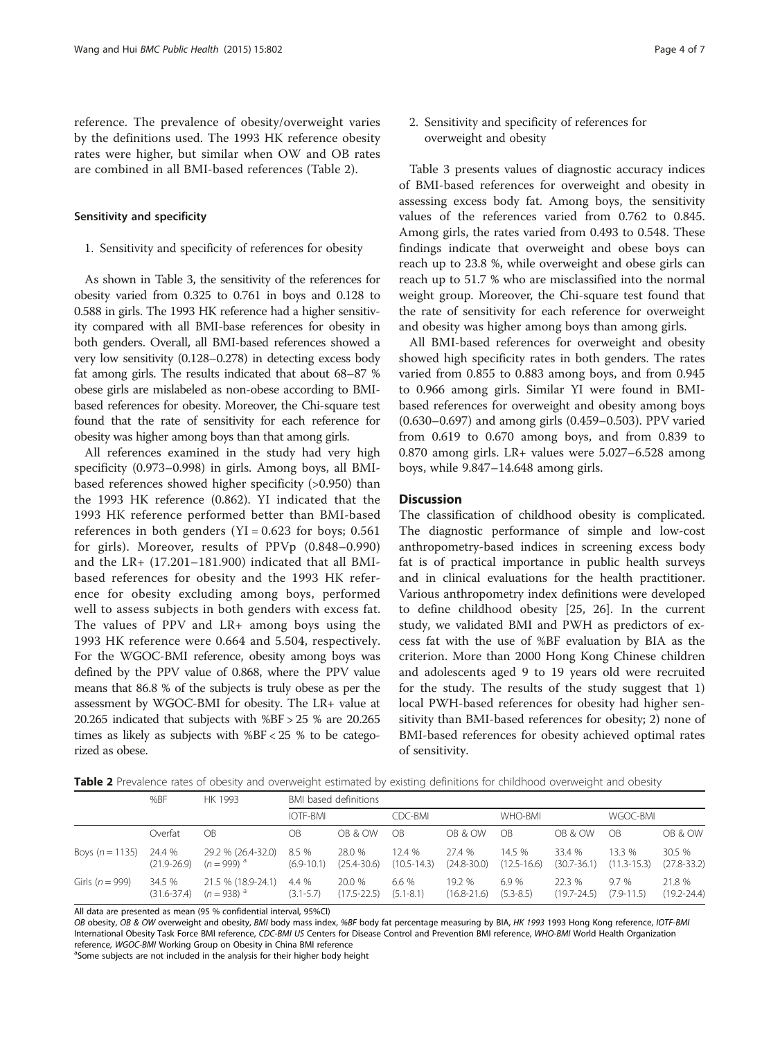reference. The prevalence of obesity/overweight varies by the definitions used. The 1993 HK reference obesity rates were higher, but similar when OW and OB rates are combined in all BMI-based references (Table 2).

### Sensitivity and specificity

1. Sensitivity and specificity of references for obesity

As shown in Table 3, the sensitivity of the references for obesity varied from 0.325 to 0.761 in boys and 0.128 to 0.588 in girls. The 1993 HK reference had a higher sensitivity compared with all BMI-base references for obesity in both genders. Overall, all BMI-based references showed a very low sensitivity (0.128–0.278) in detecting excess body fat among girls. The results indicated that about 68–87 % obese girls are mislabeled as non-obese according to BMI-based references for obesity. Moreover, the Chi-square test found that the rate of sensitivity for each reference for obesity was higher among boys than that among girls.

All references examined in the study had very high specificity (0.973–0.998) in girls. Among boys, all BMI-based references showed higher specificity (>0.950) than the 1993 HK reference (0.862). YI indicated that the 1993 HK reference performed better than BMI-based references in both genders (YI = 0.623 for boys; 0.561 for girls). Moreover, results of PPVp (0.848–0.990) and the LR+ (17.201–181.900) indicated that all BMI-based references for obesity and the 1993 HK reference for obesity excluding among boys, performed well to assess subjects in both genders with excess fat. The values of PPV and LR+ among boys using the 1993 HK reference were 0.664 and 5.504, respectively. For the WGOC-BMI reference, obesity among boys was defined by the PPV value of 0.868, where the PPV value means that 86.8 % of the subjects is truly obese as per the assessment by WGOC-BMI for obesity. The LR+ value at 20.265 indicated that subjects with %BF > 25 % are 20.265 times as likely as subjects with %BF < 25 % to be categorized as obese.

2. Sensitivity and specificity of references for overweight and obesity

Table 3 presents values of diagnostic accuracy indices of BMI-based references for overweight and obesity in assessing excess body fat. Among boys, the sensitivity values of the references varied from 0.762 to 0.845. Among girls, the rates varied from 0.493 to 0.548. These findings indicate that overweight and obese boys can reach up to 23.8 %, while overweight and obese girls can reach up to 51.7 % who are misclassified into the normal weight group. Moreover, the Chi-square test found that the rate of sensitivity for each reference for overweight and obesity was higher among boys than among girls.

All BMI-based references for overweight and obesity showed high specificity rates in both genders. The rates varied from 0.855 to 0.883 among boys, and from 0.945 to 0.966 among girls. Similar YI were found in BMI-based references for overweight and obesity among boys (0.630–0.697) and among girls (0.459–0.503). PPV varied from 0.619 to 0.670 among boys, and from 0.839 to 0.870 among girls. LR+ values were 5.027–6.528 among boys, while 9.847–14.648 among girls.

## Discussion

The classification of childhood obesity is complicated. The diagnostic performance of simple and low-cost anthropometry-based indices in screening excess body fat is of practical importance in public health surveys and in clinical evaluations for the health practitioner. Various anthropometry index definitions were developed to define childhood obesity [25, 26]. In the current study, we validated BMI and PWH as predictors of excess fat with the use of %BF evaluation by BIA as the criterion. More than 2000 Hong Kong Chinese children and adolescents aged 9 to 19 years old were recruited for the study. The results of the study suggest that 1) local PWH-based references for obesity had higher sensitivity than BMI-based references for obesity; 2) none of BMI-based references for obesity achieved optimal rates of sensitivity.

**Table 2** Prevalence rates of obesity and overweight estimated by existing definitions for childhood overweight and obesity

| | %BF | HK 1993 | BMI based definitions | | | | | | | |
|---|---|---|---|---|---|---|---|---|---|---|
| | | | IOTF-BMI | | CDC-BMI | | WHO-BMI | | WGOC-BMI | |
| | Overfat | OB | OB | OB & OW | OB | OB & OW | OB | OB & OW | OB | OB & OW |
| Boys ($n$ = 1135) | 24.4 % (21.9-26.9) | 29.2 % (26.4-32.0) ($n$ = 999) [a] | 8.5 % (6.9-10.1) | 28.0 % (25.4-30.6) | 12.4 % (10.5-14.3) | 27.4 % (24.8-30.0) | 14.5 % (12.5-16.6) | 33.4 % (30.7-36.1) | 13.3 % (11.3-15.3) | 30.5 % (27.8-33.2) |
| Girls ($n$ = 999) | 34.5 % (31.6-37.4) | 21.5 % (18.9-24.1) ($n$ = 938) [a] | 4.4 % (3.1-5.7) | 20.0 % (17.5-22.5) | 6.6 % (5.1-8.1) | 19.2 % (16.8-21.6) | 6.9 % (5.3-8.5) | 22.3 % (19.7-24.5) | 9.7 % (7.9-11.5) | 21.8 % (19.2-24.4) |

All data are presented as mean (95 % confidential interval, 95%CI)

*OB* obesity, *OB & OW* overweight and obesity, *BMI* body mass index, *%BF* body fat percentage measuring by BIA, *HK 1993* 1993 Hong Kong reference, *IOTF-BMI* International Obesity Task Force BMI reference, *CDC-BMI* US Centers for Disease Control and Prevention BMI reference, *WHO-BMI* World Health Organization reference, *WGOC-BMI* Working Group on Obesity in China BMI reference

[a]Some subjects are not included in the analysis for their higher body height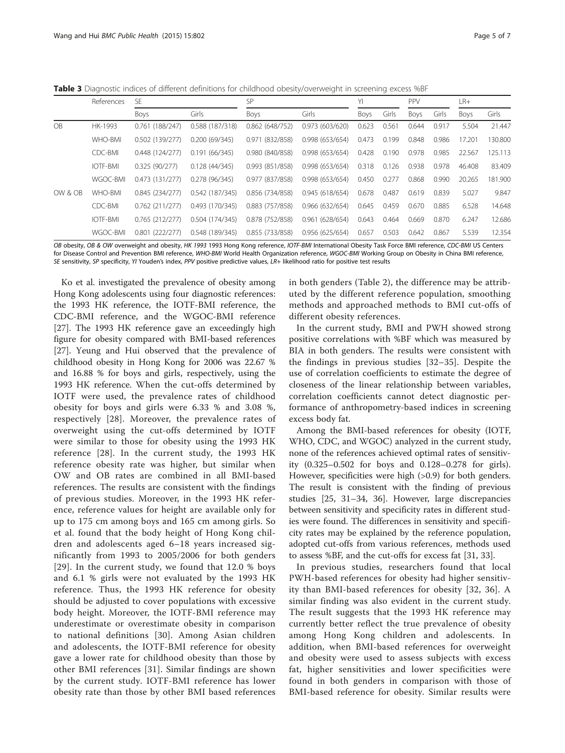**Table 3** Diagnostic indices of different definitions for childhood obesity/overweight in screening excess %BF

| | References | SE | | SP | | YI | | PPV | | LR+ | |
|---|---|---|---|---|---|---|---|---|---|---|---|
| | | Boys | Girls | Boys | Girls | Boys | Girls | Boys | Girls | Boys | Girls |
| OB | HK-1993 | 0.761 (188/247) | 0.588 (187/318) | 0.862 (648/752) | 0.973 (603/620) | 0.623 | 0.561 | 0.644 | 0.917 | 5.504 | 21.447 |
| | WHO-BMI | 0.502 (139/277) | 0.200 (69/345) | 0.971 (832/858) | 0.998 (653/654) | 0.473 | 0.199 | 0.848 | 0.986 | 17.201 | 130.800 |
| | CDC-BMI | 0.448 (124/277) | 0.191 (66/345) | 0.980 (840/858) | 0.998 (653/654) | 0.428 | 0.190 | 0.978 | 0.985 | 22.567 | 125.113 |
| | IOTF-BMI | 0.325 (90/277) | 0.128 (44/345) | 0.993 (851/858) | 0.998 (653/654) | 0.318 | 0.126 | 0.938 | 0.978 | 46.408 | 83.409 |
| | WGOC-BMI | 0.473 (131/277) | 0.278 (96/345) | 0.977 (837/858) | 0.998 (653/654) | 0.450 | 0.277 | 0.868 | 0.990 | 20.265 | 181.900 |
| OW & OB | WHO-BMI | 0.845 (234/277) | 0.542 (187/345) | 0.856 (734/858) | 0.945 (618/654) | 0.678 | 0.487 | 0.619 | 0.839 | 5.027 | 9.847 |
| | CDC-BMI | 0.762 (211/277) | 0.493 (170/345) | 0.883 (757/858) | 0.966 (632/654) | 0.645 | 0.459 | 0.670 | 0.885 | 6.528 | 14.648 |
| | IOTF-BMI | 0.765 (212/277) | 0.504 (174/345) | 0.878 (752/858) | 0.961 (628/654) | 0.643 | 0.464 | 0.669 | 0.870 | 6.247 | 12.686 |
| | WGOC-BMI | 0.801 (222/277) | 0.548 (189/345) | 0.855 (733/858) | 0.956 (625/654) | 0.657 | 0.503 | 0.642 | 0.867 | 5.539 | 12.354 |

*OB* obesity, *OB & OW* overweight and obesity, *HK 1993* 1993 Hong Kong reference, *IOTF-BMI* International Obesity Task Force BMI reference, *CDC-BMI* US Centers for Disease Control and Prevention BMI reference, *WHO-BMI* World Health Organization reference, *WGOC-BMI* Working Group on Obesity in China BMI reference, *SE* sensitivity, *SP* specificity, *YI* Youden's index, *PPV* positive predictive values, *LR+* likelihood ratio for positive test results

Ko et al. investigated the prevalence of obesity among Hong Kong adolescents using four diagnostic references: the 1993 HK reference, the IOTF-BMI reference, the CDC-BMI reference, and the WGOC-BMI reference [27]. The 1993 HK reference gave an exceedingly high figure for obesity compared with BMI-based references [27]. Yeung and Hui observed that the prevalence of childhood obesity in Hong Kong for 2006 was 22.67 % and 16.88 % for boys and girls, respectively, using the 1993 HK reference. When the cut-offs determined by IOTF were used, the prevalence rates of childhood obesity for boys and girls were 6.33 % and 3.08 %, respectively [28]. Moreover, the prevalence rates of overweight using the cut-offs determined by IOTF were similar to those for obesity using the 1993 HK reference [28]. In the current study, the 1993 HK reference obesity rate was higher, but similar when OW and OB rates are combined in all BMI-based references. The results are consistent with the findings of previous studies. Moreover, in the 1993 HK reference, reference values for height are available only for up to 175 cm among boys and 165 cm among girls. So et al. found that the body height of Hong Kong children and adolescents aged 6–18 years increased significantly from 1993 to 2005/2006 for both genders [29]. In the current study, we found that 12.0 % boys and 6.1 % girls were not evaluated by the 1993 HK reference. Thus, the 1993 HK reference for obesity should be adjusted to cover populations with excessive body height. Moreover, the IOTF-BMI reference may underestimate or overestimate obesity in comparison to national definitions [30]. Among Asian children and adolescents, the IOTF-BMI reference for obesity gave a lower rate for childhood obesity than those by other BMI references [31]. Similar findings are shown by the current study. IOTF-BMI reference has lower obesity rate than those by other BMI based references in both genders (Table 2), the difference may be attributed by the different reference population, smoothing methods and approached methods to BMI cut-offs of different obesity references.

In the current study, BMI and PWH showed strong positive correlations with %BF which was measured by BIA in both genders. The results were consistent with the findings in previous studies [32–35]. Despite the use of correlation coefficients to estimate the degree of closeness of the linear relationship between variables, correlation coefficients cannot detect diagnostic performance of anthropometry-based indices in screening excess body fat.

Among the BMI-based references for obesity (IOTF, WHO, CDC, and WGOC) analyzed in the current study, none of the references achieved optimal rates of sensitivity (0.325–0.502 for boys and 0.128–0.278 for girls). However, specificities were high (>0.9) for both genders. The result is consistent with the finding of previous studies [25, 31–34, 36]. However, large discrepancies between sensitivity and specificity rates in different studies were found. The differences in sensitivity and specificity rates may be explained by the reference population, adopted cut-offs from various references, methods used to assess %BF, and the cut-offs for excess fat [31, 33].

In previous studies, researchers found that local PWH-based references for obesity had higher sensitivity than BMI-based references for obesity [32, 36]. A similar finding was also evident in the current study. The result suggests that the 1993 HK reference may currently better reflect the true prevalence of obesity among Hong Kong children and adolescents. In addition, when BMI-based references for overweight and obesity were used to assess subjects with excess fat, higher sensitivities and lower specificities were found in both genders in comparison with those of BMI-based reference for obesity. Similar results were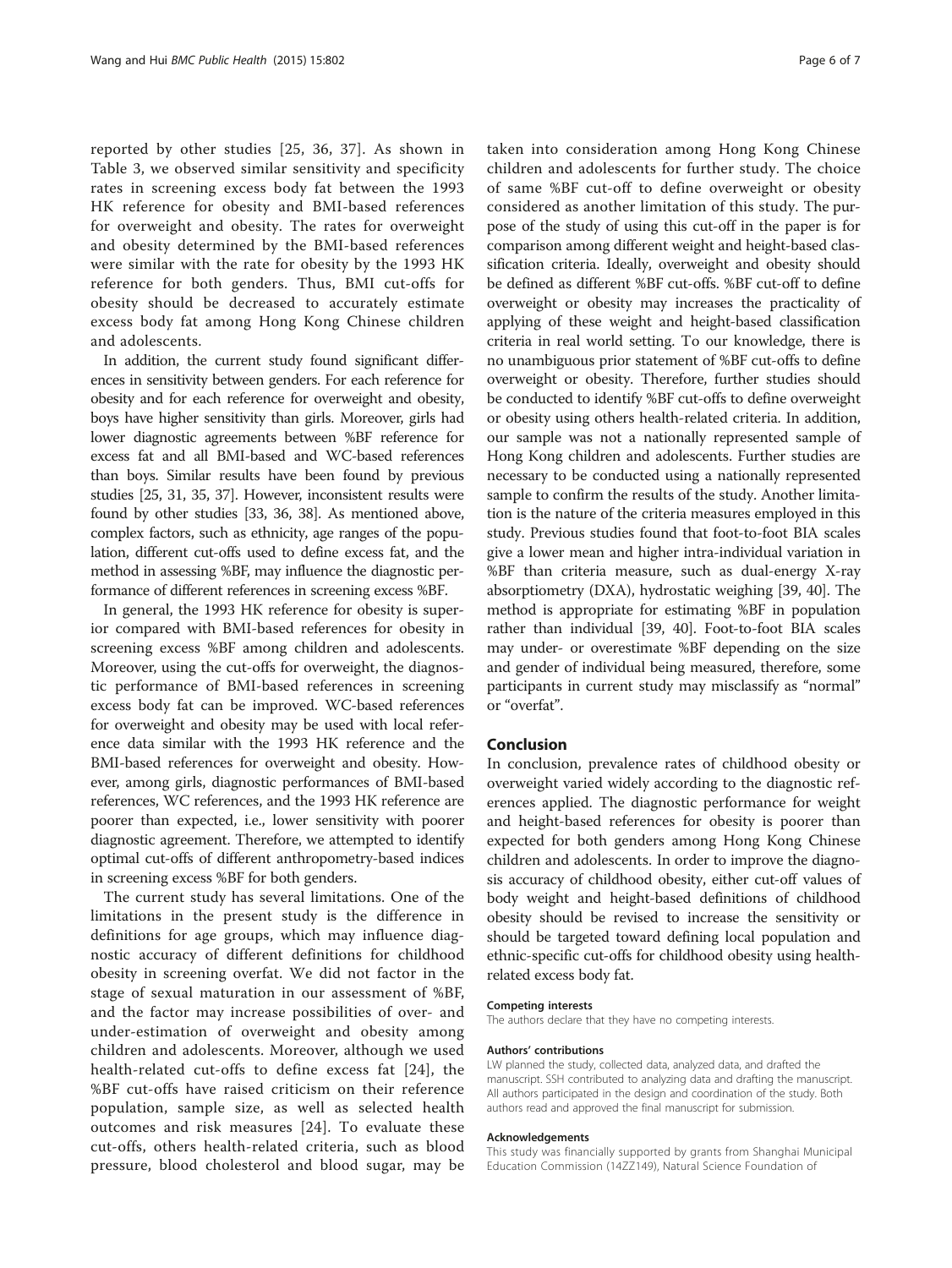reported by other studies [25, 36, 37]. As shown in Table 3, we observed similar sensitivity and specificity rates in screening excess body fat between the 1993 HK reference for obesity and BMI-based references for overweight and obesity. The rates for overweight and obesity determined by the BMI-based references were similar with the rate for obesity by the 1993 HK reference for both genders. Thus, BMI cut-offs for obesity should be decreased to accurately estimate excess body fat among Hong Kong Chinese children and adolescents.

In addition, the current study found significant differences in sensitivity between genders. For each reference for obesity and for each reference for overweight and obesity, boys have higher sensitivity than girls. Moreover, girls had lower diagnostic agreements between %BF reference for excess fat and all BMI-based and WC-based references than boys. Similar results have been found by previous studies [25, 31, 35, 37]. However, inconsistent results were found by other studies [33, 36, 38]. As mentioned above, complex factors, such as ethnicity, age ranges of the population, different cut-offs used to define excess fat, and the method in assessing %BF, may influence the diagnostic performance of different references in screening excess %BF.

In general, the 1993 HK reference for obesity is superior compared with BMI-based references for obesity in screening excess %BF among children and adolescents. Moreover, using the cut-offs for overweight, the diagnostic performance of BMI-based references in screening excess body fat can be improved. WC-based references for overweight and obesity may be used with local reference data similar with the 1993 HK reference and the BMI-based references for overweight and obesity. However, among girls, diagnostic performances of BMI-based references, WC references, and the 1993 HK reference are poorer than expected, i.e., lower sensitivity with poorer diagnostic agreement. Therefore, we attempted to identify optimal cut-offs of different anthropometry-based indices in screening excess %BF for both genders.

The current study has several limitations. One of the limitations in the present study is the difference in definitions for age groups, which may influence diagnostic accuracy of different definitions for childhood obesity in screening overfat. We did not factor in the stage of sexual maturation in our assessment of %BF, and the factor may increase possibilities of over- and under-estimation of overweight and obesity among children and adolescents. Moreover, although we used health-related cut-offs to define excess fat [24], the %BF cut-offs have raised criticism on their reference population, sample size, as well as selected health outcomes and risk measures [24]. To evaluate these cut-offs, others health-related criteria, such as blood pressure, blood cholesterol and blood sugar, may be taken into consideration among Hong Kong Chinese children and adolescents for further study. The choice of same %BF cut-off to define overweight or obesity considered as another limitation of this study. The purpose of the study of using this cut-off in the paper is for comparison among different weight and height-based classification criteria. Ideally, overweight and obesity should be defined as different %BF cut-offs. %BF cut-off to define overweight or obesity may increases the practicality of applying of these weight and height-based classification criteria in real world setting. To our knowledge, there is no unambiguous prior statement of %BF cut-offs to define overweight or obesity. Therefore, further studies should be conducted to identify %BF cut-offs to define overweight or obesity using others health-related criteria. In addition, our sample was not a nationally represented sample of Hong Kong children and adolescents. Further studies are necessary to be conducted using a nationally represented sample to confirm the results of the study. Another limitation is the nature of the criteria measures employed in this study. Previous studies found that foot-to-foot BIA scales give a lower mean and higher intra-individual variation in %BF than criteria measure, such as dual-energy X-ray absorptiometry (DXA), hydrostatic weighing [39, 40]. The method is appropriate for estimating %BF in population rather than individual [39, 40]. Foot-to-foot BIA scales may under- or overestimate %BF depending on the size and gender of individual being measured, therefore, some participants in current study may misclassify as "normal" or "overfat".

## Conclusion

In conclusion, prevalence rates of childhood obesity or overweight varied widely according to the diagnostic references applied. The diagnostic performance for weight and height-based references for obesity is poorer than expected for both genders among Hong Kong Chinese children and adolescents. In order to improve the diagnosis accuracy of childhood obesity, either cut-off values of body weight and height-based definitions of childhood obesity should be revised to increase the sensitivity or should be targeted toward defining local population and ethnic-specific cut-offs for childhood obesity using health-related excess body fat.

#### Competing interests

The authors declare that they have no competing interests.

#### Authors' contributions

LW planned the study, collected data, analyzed data, and drafted the manuscript. SSH contributed to analyzing data and drafting the manuscript. All authors participated in the design and coordination of the study. Both authors read and approved the final manuscript for submission.

#### Acknowledgements

This study was financially supported by grants from Shanghai Municipal Education Commission (14ZZ149), Natural Science Foundation of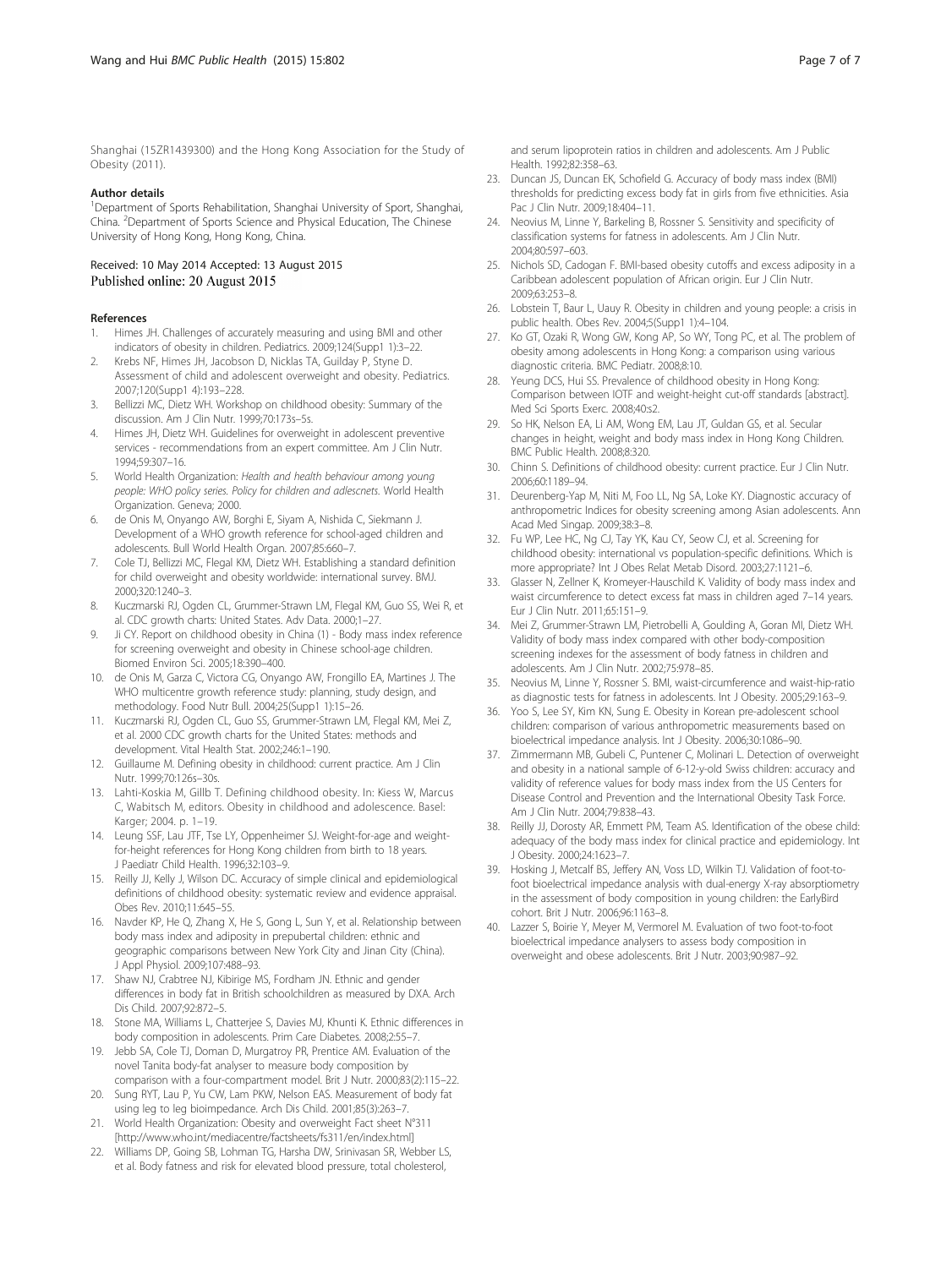Shanghai (15ZR1439300) and the Hong Kong Association for the Study of Obesity (2011).

### Author details

[1]Department of Sports Rehabilitation, Shanghai University of Sport, Shanghai, China. [2]Department of Sports Science and Physical Education, The Chinese University of Hong Kong, Hong Kong, China.

Received: 10 May 2014 Accepted: 13 August 2015
Published online: 20 August 2015

### References

1. Himes JH. Challenges of accurately measuring and using BMI and other indicators of obesity in children. Pediatrics. 2009;124(Supp1 1):3–22.
2. Krebs NF, Himes JH, Jacobson D, Nicklas TA, Guilday P, Styne D. Assessment of child and adolescent overweight and obesity. Pediatrics. 2007;120(Supp1 4):193–228.
3. Bellizzi MC, Dietz WH. Workshop on childhood obesity: Summary of the discussion. Am J Clin Nutr. 1999;70:173s–5s.
4. Himes JH, Dietz WH. Guidelines for overweight in adolescent preventive services - recommendations from an expert committee. Am J Clin Nutr. 1994;59:307–16.
5. World Health Organization: *Health and health behaviour among young people: WHO policy series. Policy for children and adlescnets.* World Health Organization. Geneva; 2000.
6. de Onis M, Onyango AW, Borghi E, Siyam A, Nishida C, Siekmann J. Development of a WHO growth reference for school-aged children and adolescents. Bull World Health Organ. 2007;85:660–7.
7. Cole TJ, Bellizzi MC, Flegal KM, Dietz WH. Establishing a standard definition for child overweight and obesity worldwide: international survey. BMJ. 2000;320:1240–3.
8. Kuczmarski RJ, Ogden CL, Grummer-Strawn LM, Flegal KM, Guo SS, Wei R, et al. CDC growth charts: United States. Adv Data. 2000;1–27.
9. Ji CY. Report on childhood obesity in China (1) - Body mass index reference for screening overweight and obesity in Chinese school-age children. Biomed Environ Sci. 2005;18:390–400.
10. de Onis M, Garza C, Victora CG, Onyango AW, Frongillo EA, Martines J. The WHO multicentre growth reference study: planning, study design, and methodology. Food Nutr Bull. 2004;25(Supp1 1):15–26.
11. Kuczmarski RJ, Ogden CL, Guo SS, Grummer-Strawn LM, Flegal KM, Mei Z, et al. 2000 CDC growth charts for the United States: methods and development. Vital Health Stat. 2002;246:1–190.
12. Guillaume M. Defining obesity in childhood: current practice. Am J Clin Nutr. 1999;70:126s–30s.
13. Lahti-Koskia M, Gillb T. Defining childhood obesity. In: Kiess W, Marcus C, Wabitsch M, editors. Obesity in childhood and adolescence. Basel: Karger; 2004. p. 1–19.
14. Leung SSF, Lau JTF, Tse LY, Oppenheimer SJ. Weight-for-age and weight-for-height references for Hong Kong children from birth to 18 years. J Paediatr Child Health. 1996;32:103–9.
15. Reilly JJ, Kelly J, Wilson DC. Accuracy of simple clinical and epidemiological definitions of childhood obesity: systematic review and evidence appraisal. Obes Rev. 2010;11:645–55.
16. Navder KP, He Q, Zhang X, He S, Gong L, Sun Y, et al. Relationship between body mass index and adiposity in prepubertal children: ethnic and geographic comparisons between New York City and Jinan City (China). J Appl Physiol. 2009;107:488–93.
17. Shaw NJ, Crabtree NJ, Kibirige MS, Fordham JN. Ethnic and gender differences in body fat in British schoolchildren as measured by DXA. Arch Dis Child. 2007;92:872–5.
18. Stone MA, Williams L, Chatterjee S, Davies MJ, Khunti K. Ethnic differences in body composition in adolescents. Prim Care Diabetes. 2008;2:55–7.
19. Jebb SA, Cole TJ, Doman D, Murgatroy PR, Prentice AM. Evaluation of the novel Tanita body-fat analyser to measure body composition by comparison with a four-compartment model. Brit J Nutr. 2000;83(2):115–22.
20. Sung RYT, Lau P, Yu CW, Lam PKW, Nelson EAS. Measurement of body fat using leg to leg bioimpedance. Arch Dis Child. 2001;85(3):263–7.
21. World Health Organization: Obesity and overweight Fact sheet N°311 [http://www.who.int/mediacentre/factsheets/fs311/en/index.html]
22. Williams DP, Going SB, Lohman TG, Harsha DW, Srinivasan SR, Webber LS, et al. Body fatness and risk for elevated blood pressure, total cholesterol, and serum lipoprotein ratios in children and adolescents. Am J Public Health. 1992;82:358–63.
23. Duncan JS, Duncan EK, Schofield G. Accuracy of body mass index (BMI) thresholds for predicting excess body fat in girls from five ethnicities. Asia Pac J Clin Nutr. 2009;18:404–11.
24. Neovius M, Linne Y, Barkeling B, Rossner S. Sensitivity and specificity of classification systems for fatness in adolescents. Am J Clin Nutr. 2004;80:597–603.
25. Nichols SD, Cadogan F. BMI-based obesity cutoffs and excess adiposity in a Caribbean adolescent population of African origin. Eur J Clin Nutr. 2009;63:253–8.
26. Lobstein T, Baur L, Uauy R. Obesity in children and young people: a crisis in public health. Obes Rev. 2004;5(Supp1 1):4–104.
27. Ko GT, Ozaki R, Wong GW, Kong AP, So WY, Tong PC, et al. The problem of obesity among adolescents in Hong Kong: a comparison using various diagnostic criteria. BMC Pediatr. 2008;8:10.
28. Yeung DCS, Hui SS. Prevalence of childhood obesity in Hong Kong: Comparison between IOTF and weight-height cut-off standards [abstract]. Med Sci Sports Exerc. 2008;40:s2.
29. So HK, Nelson EA, Li AM, Wong EM, Lau JT, Guldan GS, et al. Secular changes in height, weight and body mass index in Hong Kong Children. BMC Public Health. 2008;8:320.
30. Chinn S. Definitions of childhood obesity: current practice. Eur J Clin Nutr. 2006;60:1189–94.
31. Deurenberg-Yap M, Niti M, Foo LL, Ng SA, Loke KY. Diagnostic accuracy of anthropometric Indices for obesity screening among Asian adolescents. Ann Acad Med Singap. 2009;38:3–8.
32. Fu WP, Lee HC, Ng CJ, Tay YK, Kau CY, Seow CJ, et al. Screening for childhood obesity: international vs population-specific definitions. Which is more appropriate? Int J Obes Relat Metab Disord. 2003;27:1121–6.
33. Glasser N, Zellner K, Kromeyer-Hauschild K. Validity of body mass index and waist circumference to detect excess fat mass in children aged 7–14 years. Eur J Clin Nutr. 2011;65:151–9.
34. Mei Z, Grummer-Strawn LM, Pietrobelli A, Goulding A, Goran MI, Dietz WH. Validity of body mass index compared with other body-composition screening indexes for the assessment of body fatness in children and adolescents. Am J Clin Nutr. 2002;75:978–85.
35. Neovius M, Linne Y, Rossner S. BMI, waist-circumference and waist-hip-ratio as diagnostic tests for fatness in adolescents. Int J Obesity. 2005;29:163–9.
36. Yoo S, Lee SY, Kim KN, Sung E. Obesity in Korean pre-adolescent school children: comparison of various anthropometric measurements based on bioelectrical impedance analysis. Int J Obesity. 2006;30:1086–90.
37. Zimmermann MB, Gubeli C, Puntener C, Molinari L. Detection of overweight and obesity in a national sample of 6-12-y-old Swiss children: accuracy and validity of reference values for body mass index from the US Centers for Disease Control and Prevention and the International Obesity Task Force. Am J Clin Nutr. 2004;79:838–43.
38. Reilly JJ, Dorosty AR, Emmett PM, Team AS. Identification of the obese child: adequacy of the body mass index for clinical practice and epidemiology. Int J Obesity. 2000;24:1623–7.
39. Hosking J, Metcalf BS, Jeffery AN, Voss LD, Wilkin TJ. Validation of foot-to-foot bioelectrical impedance analysis with dual-energy X-ray absorptiometry in the assessment of body composition in young children: the EarlyBird cohort. Brit J Nutr. 2006;96:1163–8.
40. Lazzer S, Boirie Y, Meyer M, Vermorel M. Evaluation of two foot-to-foot bioelectrical impedance analysers to assess body composition in overweight and obese adolescents. Brit J Nutr. 2003;90:987–92.